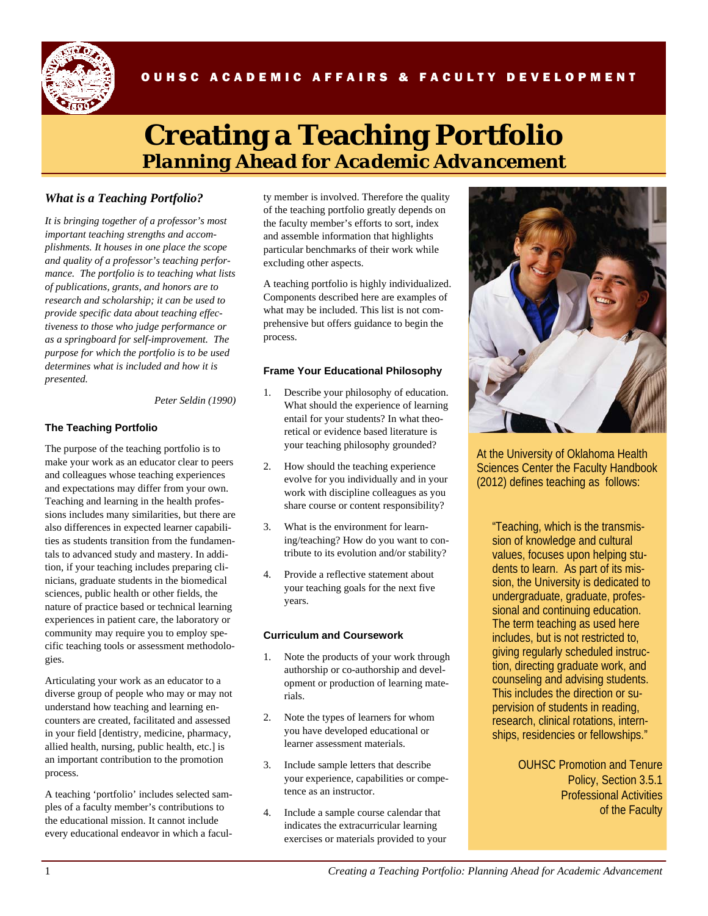OUHSC ACADEMIC AFFAIRS & FACULTY DEVELOPMENT

# Creating a Teaching Portfolio

## *Planning Ahead for Academic Advancement*

### *What is a Teaching Portfolio?*

*It is bringing together of a professor's most important teaching strengths and accomplishments. It houses in one place the scope and quality of a professor's teaching performance. The portfolio is to teaching what lists of publications, grants, and honors are to research and scholarship; it can be used to provide specific data about teaching effectiveness to those who judge performance or as a springboard for self-improvement. The purpose for which the portfolio is to be used determines what is included and how it is presented.*

*Peter Seldin (1990)*

### The Teaching Portfolio

The purpose of the teaching portfolio is to make your work as an educator clear to peers and colleagues whose teaching experiences and expectations may differ from your own. Teaching and learning in the health professions includes many similarities, but there are also differences in expected learner capabilities as students transition from the fundamentals to advanced study and mastery. In addition, if your teaching includes preparing clinicians, graduate students in the biomedical sciences, public health or other fields, the nature of practice based or technical learning experiences in patient care, the laboratory or community may require you to employ specific teaching tools or assessment methodologies.

Articulating your work as an educator to a diverse group of people who may or may not understand how teaching and learning encounters are created, facilitated and assessed in your field [dentistry, medicine, pharmacy, allied health, nursing, public health, etc.] is an important contribution to the promotion process.

A teaching 'portfolio' includes selected samples of a faculty member's contributions to the educational mission. It cannot include every educational endeavor in which a faculty member is involved. Therefore the quality of the teaching portfolio greatly depends on the faculty member's efforts to sort, index and assemble information that highlights particular benchmarks of their work while excluding other aspects.

A teaching portfolio is highly individualized. Components described here are examples of what may be included. This list is not comprehensive but offers guidance to begin the process.

### Frame Your Educational Philosophy

1. Describe your philosophy of education. What should the experience of learning entail for your students? In what theoretical or evidence based literature is your teaching philosophy grounded?
2. How should the teaching experience evolve for you individually and in your work with discipline colleagues as you share course or content responsibility?
3. What is the environment for learning/teaching? How do you want to contribute to its evolution and/or stability?
4. Provide a reflective statement about your teaching goals for the next five years.

### Curriculum and Coursework

1. Note the products of your work through authorship or co-authorship and development or production of learning materials.
2. Note the types of learners for whom you have developed educational or learner assessment materials.
3. Include sample letters that describe your experience, capabilities or competence as an instructor.
4. Include a sample course calendar that indicates the extracurricular learning exercises or materials provided to your

At the University of Oklahoma Health Sciences Center the Faculty Handbook (2012) defines teaching as follows:

> "Teaching, which is the transmission of knowledge and cultural values, focuses upon helping students to learn. As part of its mission, the University is dedicated to undergraduate, graduate, professional and continuing education. The term teaching as used here includes, but is not restricted to, giving regularly scheduled instruction, directing graduate work, and counseling and advising students. This includes the direction or supervision of students in reading, research, clinical rotations, internships, residencies or fellowships."

OUHSC Promotion and Tenure Policy, Section 3.5.1 Professional Activities of the Faculty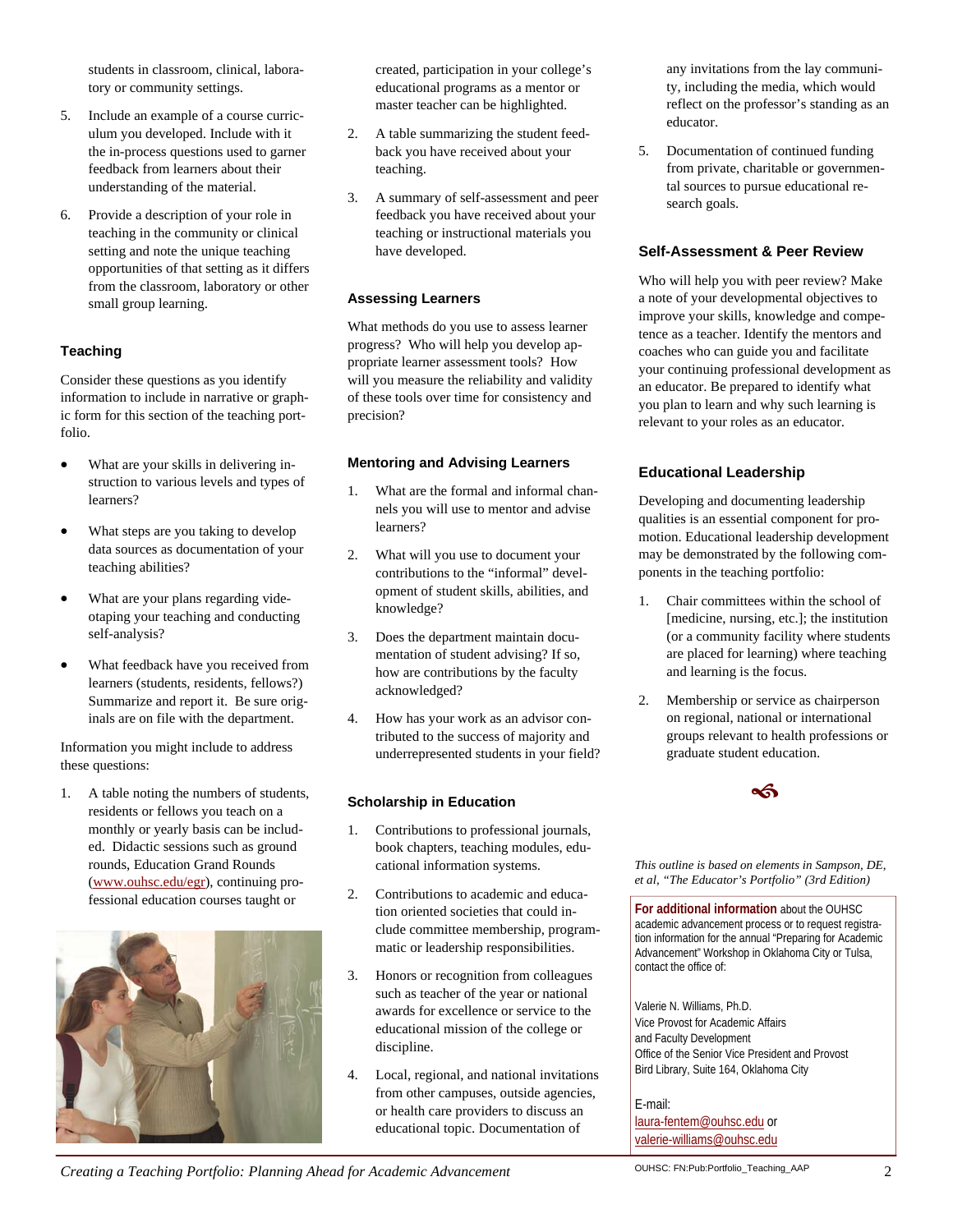students in classroom, clinical, laboratory or community settings.

5. Include an example of a course curriculum you developed. Include with it the in-process questions used to garner feedback from learners about their understanding of the material.

6. Provide a description of your role in teaching in the community or clinical setting and note the unique teaching opportunities of that setting as it differs from the classroom, laboratory or other small group learning.

### Teaching

Consider these questions as you identify information to include in narrative or graphic form for this section of the teaching portfolio.

- What are your skills in delivering instruction to various levels and types of learners?
- What steps are you taking to develop data sources as documentation of your teaching abilities?
- What are your plans regarding videotaping your teaching and conducting self-analysis?
- What feedback have you received from learners (students, residents, fellows?) Summarize and report it. Be sure originals are on file with the department.

Information you might include to address these questions:

1. A table noting the numbers of students, residents or fellows you teach on a monthly or yearly basis can be included. Didactic sessions such as ground rounds, Education Grand Rounds (www.ouhsc.edu/egr), continuing professional education courses taught or created, participation in your college's educational programs as a mentor or master teacher can be highlighted.

2. A table summarizing the student feedback you have received about your teaching.

3. A summary of self-assessment and peer feedback you have received about your teaching or instructional materials you have developed.

### Assessing Learners

What methods do you use to assess learner progress? Who will help you develop appropriate learner assessment tools? How will you measure the reliability and validity of these tools over time for consistency and precision?

### Mentoring and Advising Learners

1. What are the formal and informal channels you will use to mentor and advise learners?

2. What will you use to document your contributions to the "informal" development of student skills, abilities, and knowledge?

3. Does the department maintain documentation of student advising? If so, how are contributions by the faculty acknowledged?

4. How has your work as an advisor contributed to the success of majority and underrepresented students in your field?

### Scholarship in Education

1. Contributions to professional journals, book chapters, teaching modules, educational information systems.

2. Contributions to academic and education oriented societies that could include committee membership, programmatic or leadership responsibilities.

3. Honors or recognition from colleagues such as teacher of the year or national awards for excellence or service to the educational mission of the college or discipline.

4. Local, regional, and national invitations from other campuses, outside agencies, or health care providers to discuss an educational topic. Documentation of any invitations from the lay community, including the media, which would reflect on the professor's standing as an educator.

5. Documentation of continued funding from private, charitable or governmental sources to pursue educational research goals.

### Self-Assessment & Peer Review

Who will help you with peer review? Make a note of your developmental objectives to improve your skills, knowledge and competence as a teacher. Identify the mentors and coaches who can guide you and facilitate your continuing professional development as an educator. Be prepared to identify what you plan to learn and why such learning is relevant to your roles as an educator.

### Educational Leadership

Developing and documenting leadership qualities is an essential component for promotion. Educational leadership development may be demonstrated by the following components in the teaching portfolio:

1. Chair committees within the school of [medicine, nursing, etc.]; the institution (or a community facility where students are placed for learning) where teaching and learning is the focus.

2. Membership or service as chairperson on regional, national or international groups relevant to health professions or graduate student education.

*This outline is based on elements in Sampson, DE, et al, "The Educator's Portfolio" (3rd Edition)*

**For additional information** about the OUHSC academic advancement process or to request registration information for the annual "Preparing for Academic Advancement" Workshop in Oklahoma City or Tulsa, contact the office of:

Valerie N. Williams, Ph.D.
Vice Provost for Academic Affairs
and Faculty Development
Office of the Senior Vice President and Provost
Bird Library, Suite 164, Oklahoma City

E-mail:
laura-fentem@ouhsc.edu or
valerie-williams@ouhsc.edu